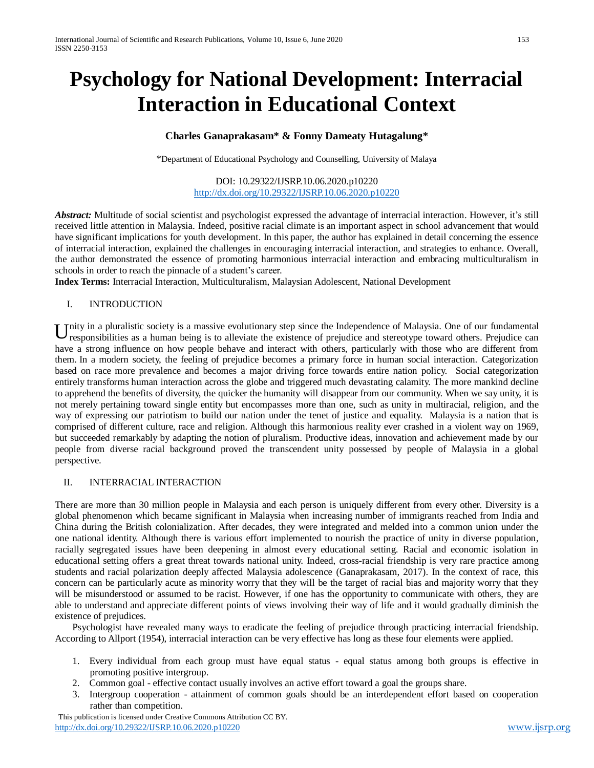# Psychology for National Development: Interracial Interaction in Educational Context

**Charles Ganaprakasam* & Fonny Dameaty Hutagalung***

*Department of Educational Psychology and Counselling, University of Malaya

DOI: 10.29322/IJSRP.10.06.2020.p10220
http://dx.doi.org/10.29322/IJSRP.10.06.2020.p10220

***Abstract:*** Multitude of social scientist and psychologist expressed the advantage of interracial interaction. However, it's still received little attention in Malaysia. Indeed, positive racial climate is an important aspect in school advancement that would have significant implications for youth development. In this paper, the author has explained in detail concerning the essence of interracial interaction, explained the challenges in encouraging interracial interaction, and strategies to enhance. Overall, the author demonstrated the essence of promoting harmonious interracial interaction and embracing multiculturalism in schools in order to reach the pinnacle of a student's career.

**Index Terms:** Interracial Interaction, Multiculturalism, Malaysian Adolescent, National Development

## I. INTRODUCTION

Unity in a pluralistic society is a massive evolutionary step since the Independence of Malaysia. One of our fundamental responsibilities as a human being is to alleviate the existence of prejudice and stereotype toward others. Prejudice can have a strong influence on how people behave and interact with others, particularly with those who are different from them. In a modern society, the feeling of prejudice becomes a primary force in human social interaction. Categorization based on race more prevalence and becomes a major driving force towards entire nation policy. Social categorization entirely transforms human interaction across the globe and triggered much devastating calamity. The more mankind decline to apprehend the benefits of diversity, the quicker the humanity will disappear from our community. When we say unity, it is not merely pertaining toward single entity but encompasses more than one, such as unity in multiracial, religion, and the way of expressing our patriotism to build our nation under the tenet of justice and equality. Malaysia is a nation that is comprised of different culture, race and religion. Although this harmonious reality ever crashed in a violent way on 1969, but succeeded remarkably by adapting the notion of pluralism. Productive ideas, innovation and achievement made by our people from diverse racial background proved the transcendent unity possessed by people of Malaysia in a global perspective.

## II. INTERRACIAL INTERACTION

There are more than 30 million people in Malaysia and each person is uniquely different from every other. Diversity is a global phenomenon which became significant in Malaysia when increasing number of immigrants reached from India and China during the British colonialization. After decades, they were integrated and melded into a common union under the one national identity. Although there is various effort implemented to nourish the practice of unity in diverse population, racially segregated issues have been deepening in almost every educational setting. Racial and economic isolation in educational setting offers a great threat towards national unity. Indeed, cross-racial friendship is very rare practice among students and racial polarization deeply affected Malaysia adolescence (Ganaprakasam, 2017). In the context of race, this concern can be particularly acute as minority worry that they will be the target of racial bias and majority worry that they will be misunderstood or assumed to be racist. However, if one has the opportunity to communicate with others, they are able to understand and appreciate different points of views involving their way of life and it would gradually diminish the existence of prejudices.

Psychologist have revealed many ways to eradicate the feeling of prejudice through practicing interracial friendship. According to Allport (1954), interracial interaction can be very effective has long as these four elements were applied.

1. Every individual from each group must have equal status - equal status among both groups is effective in promoting positive intergroup.
2. Common goal - effective contact usually involves an active effort toward a goal the groups share.
3. Intergroup cooperation - attainment of common goals should be an interdependent effort based on cooperation rather than competition.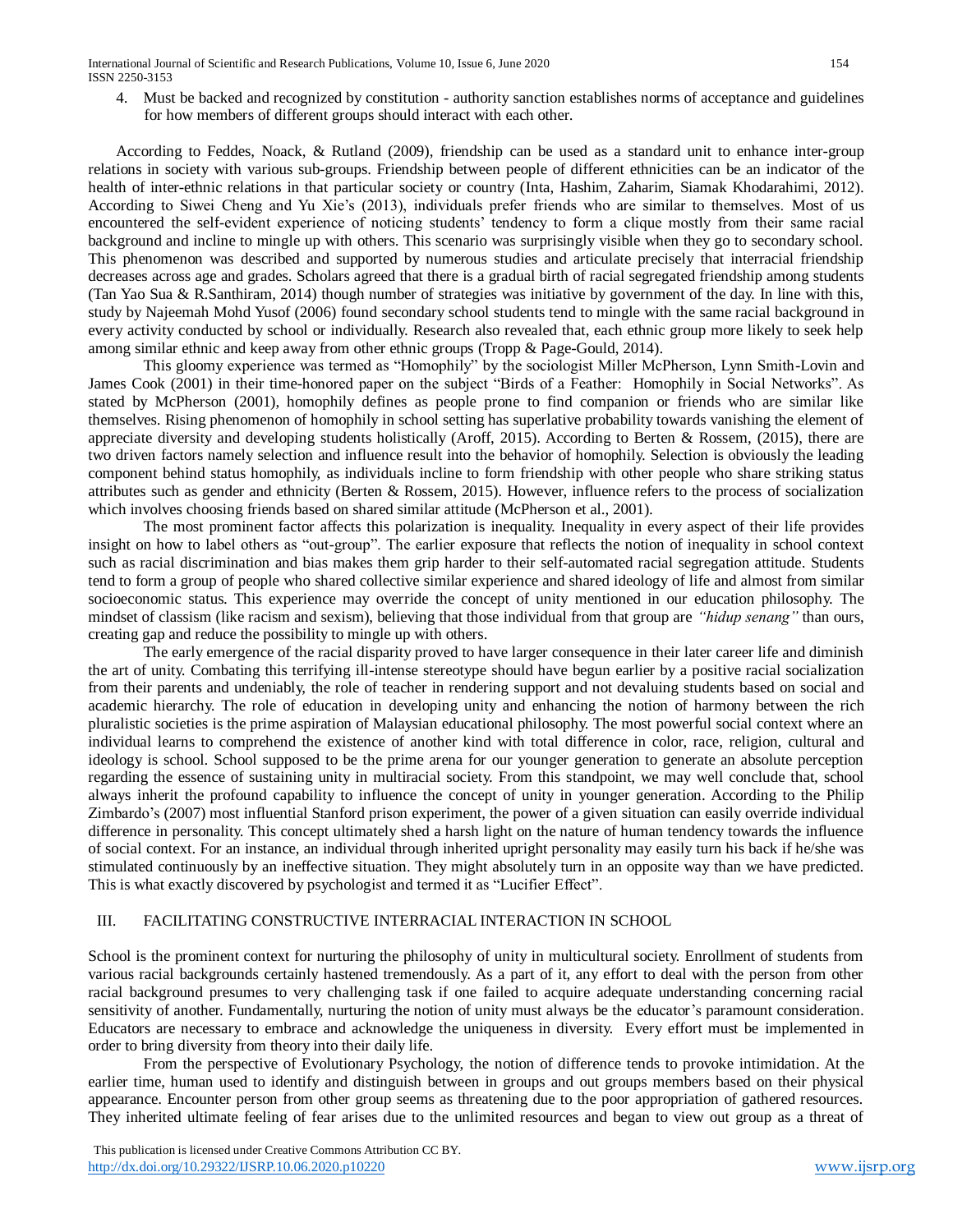4. Must be backed and recognized by constitution - authority sanction establishes norms of acceptance and guidelines for how members of different groups should interact with each other.

According to Feddes, Noack, & Rutland (2009), friendship can be used as a standard unit to enhance inter-group relations in society with various sub-groups. Friendship between people of different ethnicities can be an indicator of the health of inter-ethnic relations in that particular society or country (Inta, Hashim, Zaharim, Siamak Khodarahimi, 2012). According to Siwei Cheng and Yu Xie's (2013), individuals prefer friends who are similar to themselves. Most of us encountered the self-evident experience of noticing students' tendency to form a clique mostly from their same racial background and incline to mingle up with others. This scenario was surprisingly visible when they go to secondary school. This phenomenon was described and supported by numerous studies and articulate precisely that interracial friendship decreases across age and grades. Scholars agreed that there is a gradual birth of racial segregated friendship among students (Tan Yao Sua & R.Santhiram, 2014) though number of strategies was initiative by government of the day. In line with this, study by Najeemah Mohd Yusof (2006) found secondary school students tend to mingle with the same racial background in every activity conducted by school or individually. Research also revealed that, each ethnic group more likely to seek help among similar ethnic and keep away from other ethnic groups (Tropp & Page-Gould, 2014).

This gloomy experience was termed as "Homophily" by the sociologist Miller McPherson, Lynn Smith-Lovin and James Cook (2001) in their time-honored paper on the subject "Birds of a Feather: Homophily in Social Networks". As stated by McPherson (2001), homophily defines as people prone to find companion or friends who are similar like themselves. Rising phenomenon of homophily in school setting has superlative probability towards vanishing the element of appreciate diversity and developing students holistically (Aroff, 2015). According to Berten & Rossem, (2015), there are two driven factors namely selection and influence result into the behavior of homophily. Selection is obviously the leading component behind status homophily, as individuals incline to form friendship with other people who share striking status attributes such as gender and ethnicity (Berten & Rossem, 2015). However, influence refers to the process of socialization which involves choosing friends based on shared similar attitude (McPherson et al., 2001).

The most prominent factor affects this polarization is inequality. Inequality in every aspect of their life provides insight on how to label others as "out-group". The earlier exposure that reflects the notion of inequality in school context such as racial discrimination and bias makes them grip harder to their self-automated racial segregation attitude. Students tend to form a group of people who shared collective similar experience and shared ideology of life and almost from similar socioeconomic status. This experience may override the concept of unity mentioned in our education philosophy. The mindset of classism (like racism and sexism), believing that those individual from that group are *"hidup senang"* than ours, creating gap and reduce the possibility to mingle up with others.

The early emergence of the racial disparity proved to have larger consequence in their later career life and diminish the art of unity. Combating this terrifying ill-intense stereotype should have begun earlier by a positive racial socialization from their parents and undeniably, the role of teacher in rendering support and not devaluing students based on social and academic hierarchy. The role of education in developing unity and enhancing the notion of harmony between the rich pluralistic societies is the prime aspiration of Malaysian educational philosophy. The most powerful social context where an individual learns to comprehend the existence of another kind with total difference in color, race, religion, cultural and ideology is school. School supposed to be the prime arena for our younger generation to generate an absolute perception regarding the essence of sustaining unity in multiracial society. From this standpoint, we may well conclude that, school always inherit the profound capability to influence the concept of unity in younger generation. According to the Philip Zimbardo's (2007) most influential Stanford prison experiment, the power of a given situation can easily override individual difference in personality. This concept ultimately shed a harsh light on the nature of human tendency towards the influence of social context. For an instance, an individual through inherited upright personality may easily turn his back if he/she was stimulated continuously by an ineffective situation. They might absolutely turn in an opposite way than we have predicted. This is what exactly discovered by psychologist and termed it as "Lucifier Effect".

## III. FACILITATING CONSTRUCTIVE INTERRACIAL INTERACTION IN SCHOOL

School is the prominent context for nurturing the philosophy of unity in multicultural society. Enrollment of students from various racial backgrounds certainly hastened tremendously. As a part of it, any effort to deal with the person from other racial background presumes to very challenging task if one failed to acquire adequate understanding concerning racial sensitivity of another. Fundamentally, nurturing the notion of unity must always be the educator's paramount consideration. Educators are necessary to embrace and acknowledge the uniqueness in diversity. Every effort must be implemented in order to bring diversity from theory into their daily life.

From the perspective of Evolutionary Psychology, the notion of difference tends to provoke intimidation. At the earlier time, human used to identify and distinguish between in groups and out groups members based on their physical appearance. Encounter person from other group seems as threatening due to the poor appropriation of gathered resources. They inherited ultimate feeling of fear arises due to the unlimited resources and began to view out group as a threat of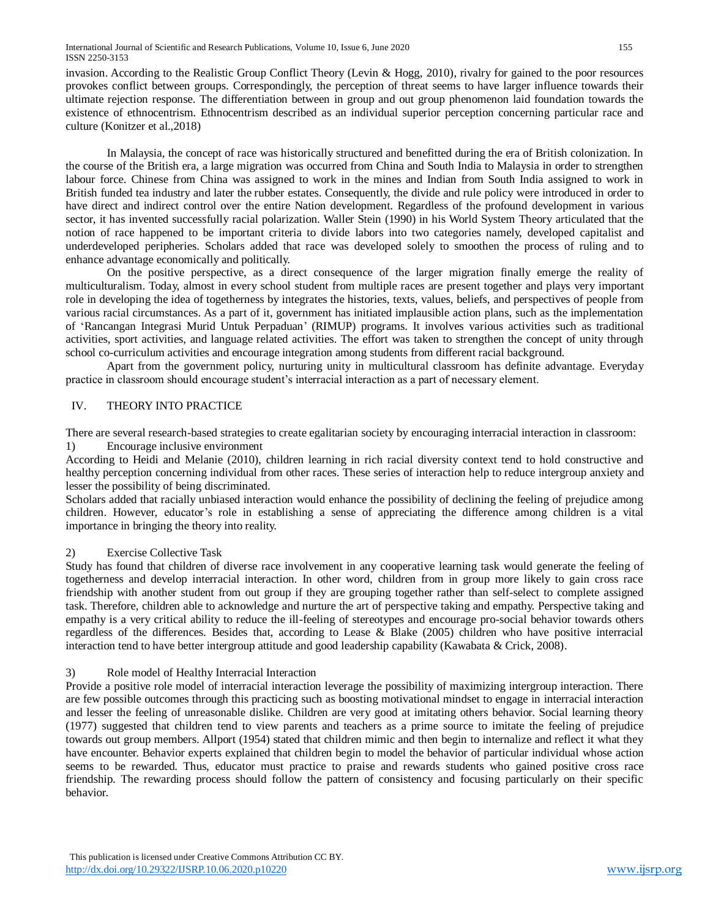invasion. According to the Realistic Group Conflict Theory (Levin & Hogg, 2010), rivalry for gained to the poor resources provokes conflict between groups. Correspondingly, the perception of threat seems to have larger influence towards their ultimate rejection response. The differentiation between in group and out group phenomenon laid foundation towards the existence of ethnocentrism. Ethnocentrism described as an individual superior perception concerning particular race and culture (Konitzer et al.,2018)

In Malaysia, the concept of race was historically structured and benefitted during the era of British colonization. In the course of the British era, a large migration was occurred from China and South India to Malaysia in order to strengthen labour force. Chinese from China was assigned to work in the mines and Indian from South India assigned to work in British funded tea industry and later the rubber estates. Consequently, the divide and rule policy were introduced in order to have direct and indirect control over the entire Nation development. Regardless of the profound development in various sector, it has invented successfully racial polarization. Waller Stein (1990) in his World System Theory articulated that the notion of race happened to be important criteria to divide labors into two categories namely, developed capitalist and underdeveloped peripheries. Scholars added that race was developed solely to smoothen the process of ruling and to enhance advantage economically and politically.

On the positive perspective, as a direct consequence of the larger migration finally emerge the reality of multiculturalism. Today, almost in every school student from multiple races are present together and plays very important role in developing the idea of togetherness by integrates the histories, texts, values, beliefs, and perspectives of people from various racial circumstances. As a part of it, government has initiated implausible action plans, such as the implementation of 'Rancangan Integrasi Murid Untuk Perpaduan' (RIMUP) programs. It involves various activities such as traditional activities, sport activities, and language related activities. The effort was taken to strengthen the concept of unity through school co-curriculum activities and encourage integration among students from different racial background.

Apart from the government policy, nurturing unity in multicultural classroom has definite advantage. Everyday practice in classroom should encourage student's interracial interaction as a part of necessary element.

## IV. THEORY INTO PRACTICE

There are several research-based strategies to create egalitarian society by encouraging interracial interaction in classroom:

1) Encourage inclusive environment

According to Heidi and Melanie (2010), children learning in rich racial diversity context tend to hold constructive and healthy perception concerning individual from other races. These series of interaction help to reduce intergroup anxiety and lesser the possibility of being discriminated.

Scholars added that racially unbiased interaction would enhance the possibility of declining the feeling of prejudice among children. However, educator's role in establishing a sense of appreciating the difference among children is a vital importance in bringing the theory into reality.

2) Exercise Collective Task

Study has found that children of diverse race involvement in any cooperative learning task would generate the feeling of togetherness and develop interracial interaction. In other word, children from in group more likely to gain cross race friendship with another student from out group if they are grouping together rather than self-select to complete assigned task. Therefore, children able to acknowledge and nurture the art of perspective taking and empathy. Perspective taking and empathy is a very critical ability to reduce the ill-feeling of stereotypes and encourage pro-social behavior towards others regardless of the differences. Besides that, according to Lease & Blake (2005) children who have positive interracial interaction tend to have better intergroup attitude and good leadership capability (Kawabata & Crick, 2008).

3) Role model of Healthy Interracial Interaction

Provide a positive role model of interracial interaction leverage the possibility of maximizing intergroup interaction. There are few possible outcomes through this practicing such as boosting motivational mindset to engage in interracial interaction and lesser the feeling of unreasonable dislike. Children are very good at imitating others behavior. Social learning theory (1977) suggested that children tend to view parents and teachers as a prime source to imitate the feeling of prejudice towards out group members. Allport (1954) stated that children mimic and then begin to internalize and reflect it what they have encounter. Behavior experts explained that children begin to model the behavior of particular individual whose action seems to be rewarded. Thus, educator must practice to praise and rewards students who gained positive cross race friendship. The rewarding process should follow the pattern of consistency and focusing particularly on their specific behavior.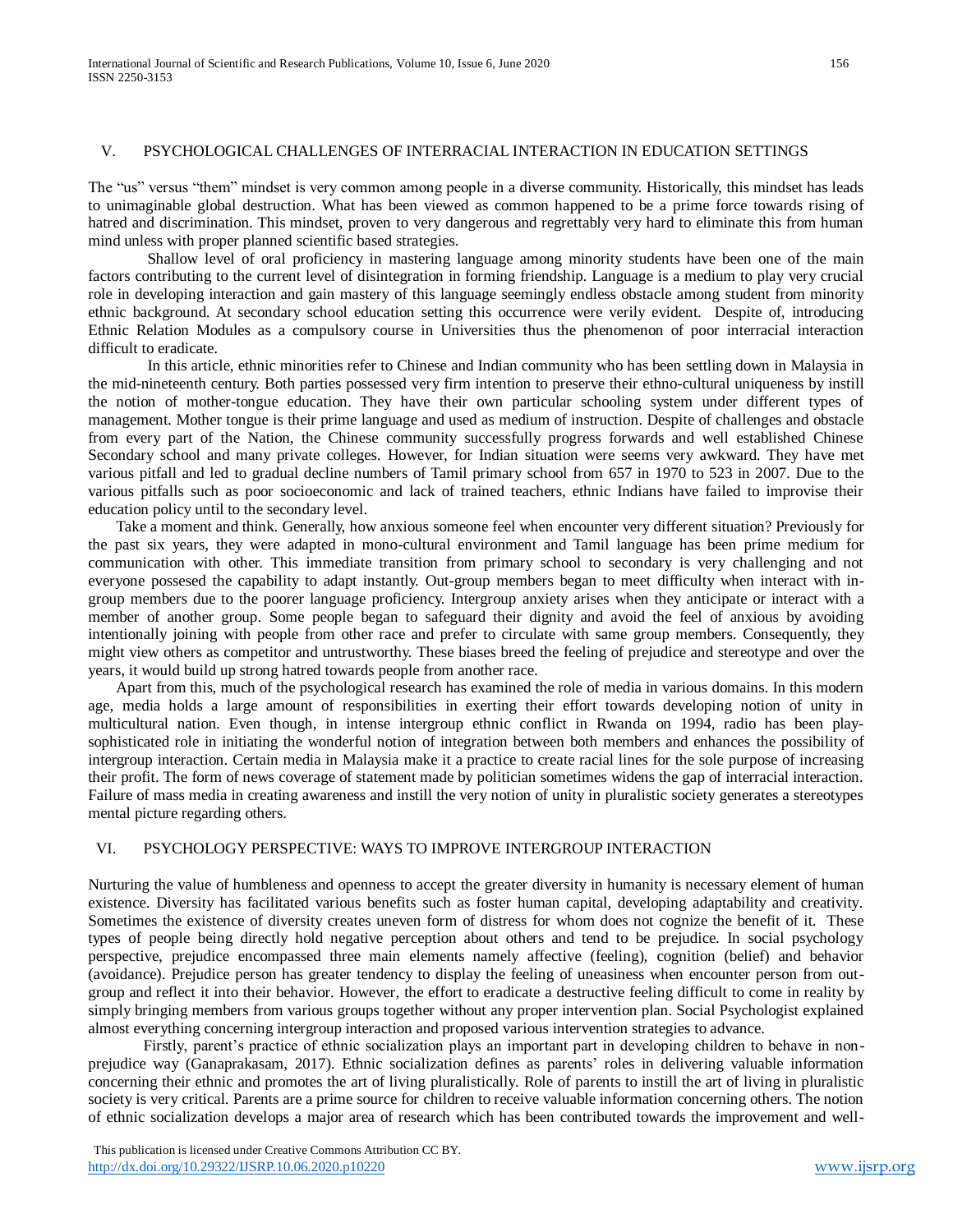## V. PSYCHOLOGICAL CHALLENGES OF INTERRACIAL INTERACTION IN EDUCATION SETTINGS

The "us" versus "them" mindset is very common among people in a diverse community. Historically, this mindset has leads to unimaginable global destruction. What has been viewed as common happened to be a prime force towards rising of hatred and discrimination. This mindset, proven to very dangerous and regrettably very hard to eliminate this from human mind unless with proper planned scientific based strategies.

Shallow level of oral proficiency in mastering language among minority students have been one of the main factors contributing to the current level of disintegration in forming friendship. Language is a medium to play very crucial role in developing interaction and gain mastery of this language seemingly endless obstacle among student from minority ethnic background. At secondary school education setting this occurrence were verily evident. Despite of, introducing Ethnic Relation Modules as a compulsory course in Universities thus the phenomenon of poor interracial interaction difficult to eradicate.

In this article, ethnic minorities refer to Chinese and Indian community who has been settling down in Malaysia in the mid-nineteenth century. Both parties possessed very firm intention to preserve their ethno-cultural uniqueness by instill the notion of mother-tongue education. They have their own particular schooling system under different types of management. Mother tongue is their prime language and used as medium of instruction. Despite of challenges and obstacle from every part of the Nation, the Chinese community successfully progress forwards and well established Chinese Secondary school and many private colleges. However, for Indian situation were seems very awkward. They have met various pitfall and led to gradual decline numbers of Tamil primary school from 657 in 1970 to 523 in 2007. Due to the various pitfalls such as poor socioeconomic and lack of trained teachers, ethnic Indians have failed to improvise their education policy until to the secondary level.

Take a moment and think. Generally, how anxious someone feel when encounter very different situation? Previously for the past six years, they were adapted in mono-cultural environment and Tamil language has been prime medium for communication with other. This immediate transition from primary school to secondary is very challenging and not everyone possesed the capability to adapt instantly. Out-group members began to meet difficulty when interact with in-group members due to the poorer language proficiency. Intergroup anxiety arises when they anticipate or interact with a member of another group. Some people began to safeguard their dignity and avoid the feel of anxious by avoiding intentionally joining with people from other race and prefer to circulate with same group members. Consequently, they might view others as competitor and untrustworthy. These biases breed the feeling of prejudice and stereotype and over the years, it would build up strong hatred towards people from another race.

Apart from this, much of the psychological research has examined the role of media in various domains. In this modern age, media holds a large amount of responsibilities in exerting their effort towards developing notion of unity in multicultural nation. Even though, in intense intergroup ethnic conflict in Rwanda on 1994, radio has been play-sophisticated role in initiating the wonderful notion of integration between both members and enhances the possibility of intergroup interaction. Certain media in Malaysia make it a practice to create racial lines for the sole purpose of increasing their profit. The form of news coverage of statement made by politician sometimes widens the gap of interracial interaction. Failure of mass media in creating awareness and instill the very notion of unity in pluralistic society generates a stereotypes mental picture regarding others.

## VI. PSYCHOLOGY PERSPECTIVE: WAYS TO IMPROVE INTERGROUP INTERACTION

Nurturing the value of humbleness and openness to accept the greater diversity in humanity is necessary element of human existence. Diversity has facilitated various benefits such as foster human capital, developing adaptability and creativity. Sometimes the existence of diversity creates uneven form of distress for whom does not cognize the benefit of it. These types of people being directly hold negative perception about others and tend to be prejudice. In social psychology perspective, prejudice encompassed three main elements namely affective (feeling), cognition (belief) and behavior (avoidance). Prejudice person has greater tendency to display the feeling of uneasiness when encounter person from out-group and reflect it into their behavior. However, the effort to eradicate a destructive feeling difficult to come in reality by simply bringing members from various groups together without any proper intervention plan. Social Psychologist explained almost everything concerning intergroup interaction and proposed various intervention strategies to advance.

Firstly, parent's practice of ethnic socialization plays an important part in developing children to behave in non-prejudice way (Ganaprakasam, 2017). Ethnic socialization defines as parents' roles in delivering valuable information concerning their ethnic and promotes the art of living pluralistically. Role of parents to instill the art of living in pluralistic society is very critical. Parents are a prime source for children to receive valuable information concerning others. The notion of ethnic socialization develops a major area of research which has been contributed towards the improvement and well-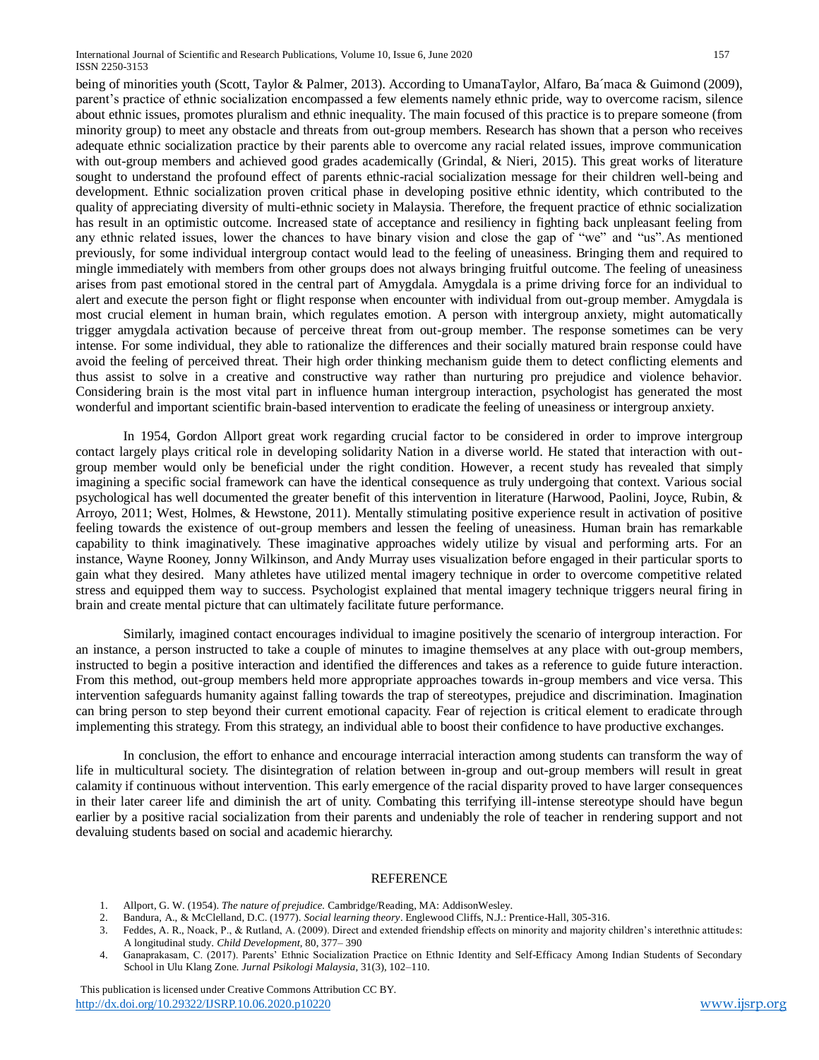being of minorities youth (Scott, Taylor & Palmer, 2013). According to UmanaTaylor, Alfaro, Ba´maca & Guimond (2009), parent's practice of ethnic socialization encompassed a few elements namely ethnic pride, way to overcome racism, silence about ethnic issues, promotes pluralism and ethnic inequality. The main focused of this practice is to prepare someone (from minority group) to meet any obstacle and threats from out-group members. Research has shown that a person who receives adequate ethnic socialization practice by their parents able to overcome any racial related issues, improve communication with out-group members and achieved good grades academically (Grindal, & Nieri, 2015). This great works of literature sought to understand the profound effect of parents ethnic-racial socialization message for their children well-being and development. Ethnic socialization proven critical phase in developing positive ethnic identity, which contributed to the quality of appreciating diversity of multi-ethnic society in Malaysia. Therefore, the frequent practice of ethnic socialization has result in an optimistic outcome. Increased state of acceptance and resiliency in fighting back unpleasant feeling from any ethnic related issues, lower the chances to have binary vision and close the gap of "we" and "us". As mentioned previously, for some individual intergroup contact would lead to the feeling of uneasiness. Bringing them and required to mingle immediately with members from other groups does not always bringing fruitful outcome. The feeling of uneasiness arises from past emotional stored in the central part of Amygdala. Amygdala is a prime driving force for an individual to alert and execute the person fight or flight response when encounter with individual from out-group member. Amygdala is most crucial element in human brain, which regulates emotion. A person with intergroup anxiety, might automatically trigger amygdala activation because of perceive threat from out-group member. The response sometimes can be very intense. For some individual, they able to rationalize the differences and their socially matured brain response could have avoid the feeling of perceived threat. Their high order thinking mechanism guide them to detect conflicting elements and thus assist to solve in a creative and constructive way rather than nurturing pro prejudice and violence behavior. Considering brain is the most vital part in influence human intergroup interaction, psychologist has generated the most wonderful and important scientific brain-based intervention to eradicate the feeling of uneasiness or intergroup anxiety.

In 1954, Gordon Allport great work regarding crucial factor to be considered in order to improve intergroup contact largely plays critical role in developing solidarity Nation in a diverse world. He stated that interaction with out-group member would only be beneficial under the right condition. However, a recent study has revealed that simply imagining a specific social framework can have the identical consequence as truly undergoing that context. Various social psychological has well documented the greater benefit of this intervention in literature (Harwood, Paolini, Joyce, Rubin, & Arroyo, 2011; West, Holmes, & Hewstone, 2011). Mentally stimulating positive experience result in activation of positive feeling towards the existence of out-group members and lessen the feeling of uneasiness. Human brain has remarkable capability to think imaginatively. These imaginative approaches widely utilize by visual and performing arts. For an instance, Wayne Rooney, Jonny Wilkinson, and Andy Murray uses visualization before engaged in their particular sports to gain what they desired. Many athletes have utilized mental imagery technique in order to overcome competitive related stress and equipped them way to success. Psychologist explained that mental imagery technique triggers neural firing in brain and create mental picture that can ultimately facilitate future performance.

Similarly, imagined contact encourages individual to imagine positively the scenario of intergroup interaction. For an instance, a person instructed to take a couple of minutes to imagine themselves at any place with out-group members, instructed to begin a positive interaction and identified the differences and takes as a reference to guide future interaction. From this method, out-group members held more appropriate approaches towards in-group members and vice versa. This intervention safeguards humanity against falling towards the trap of stereotypes, prejudice and discrimination. Imagination can bring person to step beyond their current emotional capacity. Fear of rejection is critical element to eradicate through implementing this strategy. From this strategy, an individual able to boost their confidence to have productive exchanges.

In conclusion, the effort to enhance and encourage interracial interaction among students can transform the way of life in multicultural society. The disintegration of relation between in-group and out-group members will result in great calamity if continuous without intervention. This early emergence of the racial disparity proved to have larger consequences in their later career life and diminish the art of unity. Combating this terrifying ill-intense stereotype should have begun earlier by a positive racial socialization from their parents and undeniably the role of teacher in rendering support and not devaluing students based on social and academic hierarchy.

## REFERENCE

1. Allport, G. W. (1954). *The nature of prejudice*. Cambridge/Reading, MA: AddisonWesley.
2. Bandura, A., & McClelland, D.C. (1977). *Social learning theory*. Englewood Cliffs, N.J.: Prentice-Hall, 305-316.
3. Feddes, A. R., Noack, P., & Rutland, A. (2009). Direct and extended friendship effects on minority and majority children's interethnic attitudes: A longitudinal study. *Child Development*, 80, 377– 390
4. Ganaprakasam, C. (2017). Parents' Ethnic Socialization Practice on Ethnic Identity and Self-Efficacy Among Indian Students of Secondary School in Ulu Klang Zone. *Jurnal Psikologi Malaysia*, 31(3), 102–110.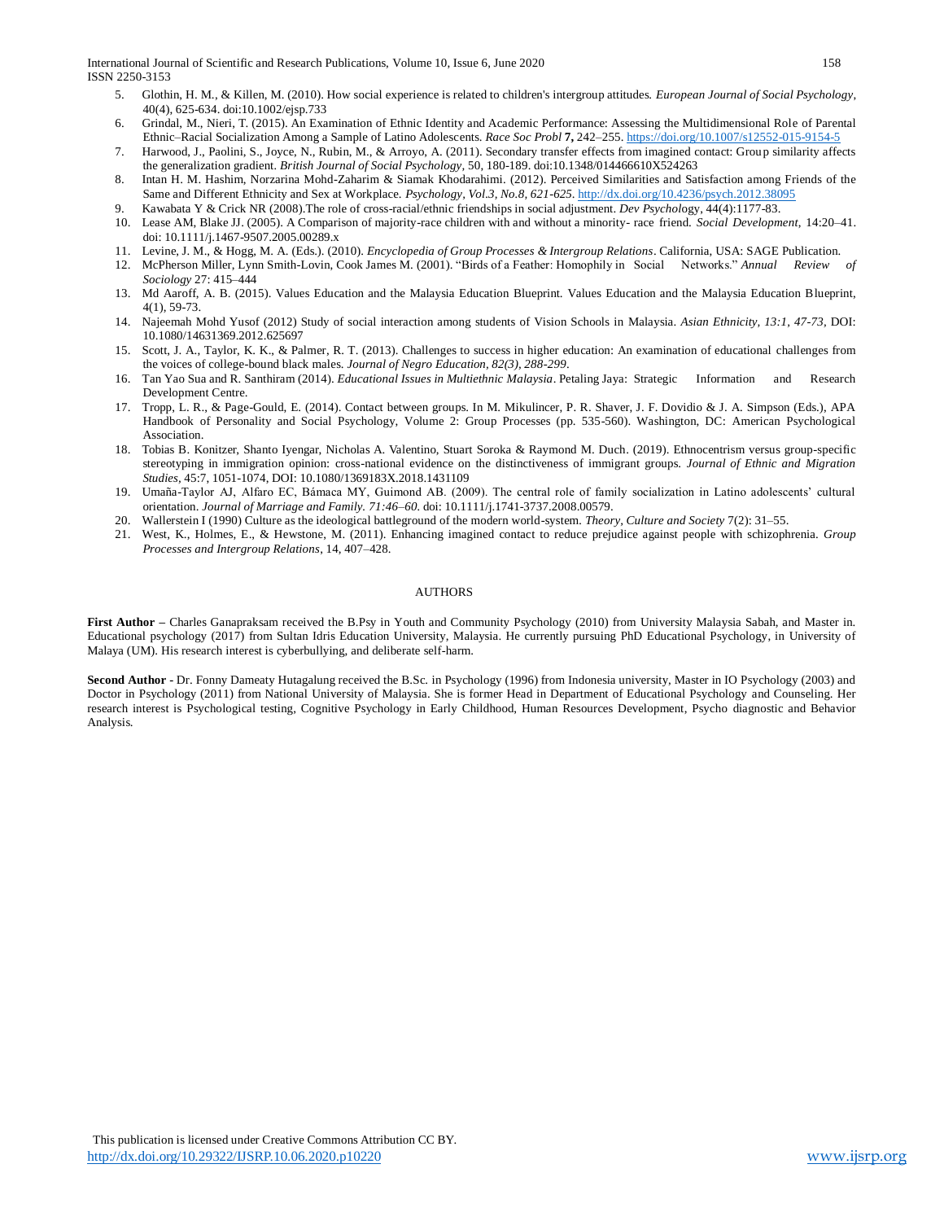5. Glothin, H. M., & Killen, M. (2010). How social experience is related to children's intergroup attitudes. *European Journal of Social Psychology*, 40(4), 625-634. doi:10.1002/ejsp.733
6. Grindal, M., Nieri, T. (2015). An Examination of Ethnic Identity and Academic Performance: Assessing the Multidimensional Role of Parental Ethnic–Racial Socialization Among a Sample of Latino Adolescents. *Race Soc Probl* **7,** 242–255. https://doi.org/10.1007/s12552-015-9154-5
7. Harwood, J., Paolini, S., Joyce, N., Rubin, M., & Arroyo, A. (2011). Secondary transfer effects from imagined contact: Group similarity affects the generalization gradient. *British Journal of Social Psychology*, 50, 180-189. doi:10.1348/014466610X524263
8. Intan H. M. Hashim, Norzarina Mohd-Zaharim & Siamak Khodarahimi. (2012). Perceived Similarities and Satisfaction among Friends of the Same and Different Ethnicity and Sex at Workplace. *Psychology, Vol.3, No.8, 621-625*. http://dx.doi.org/10.4236/psych.2012.38095
9. Kawabata Y & Crick NR (2008).The role of cross-racial/ethnic friendships in social adjustment. *Dev Psychology*, 44(4):1177-83.
10. Lease AM, Blake JJ. (2005). A Comparison of majority-race children with and without a minority- race friend. *Social Development*, 14:20–41. doi: 10.1111/j.1467-9507.2005.00289.x
11. Levine, J. M., & Hogg, M. A. (Eds.). (2010). *Encyclopedia of Group Processes & Intergroup Relations*. California, USA: SAGE Publication.
12. McPherson Miller, Lynn Smith-Lovin, Cook James M. (2001). "Birds of a Feather: Homophily in Social Networks." *Annual Review of Sociology* 27: 415–444
13. Md Aaroff, A. B. (2015). Values Education and the Malaysia Education Blueprint. Values Education and the Malaysia Education Blueprint, 4(1), 59-73.
14. Najeemah Mohd Yusof (2012) Study of social interaction among students of Vision Schools in Malaysia. *Asian Ethnicity, 13:1, 47-73*, DOI: 10.1080/14631369.2012.625697
15. Scott, J. A., Taylor, K. K., & Palmer, R. T. (2013). Challenges to success in higher education: An examination of educational challenges from the voices of college-bound black males. *Journal of Negro Education, 82(3), 288-299*.
16. Tan Yao Sua and R. Santhiram (2014). *Educational Issues in Multiethnic Malaysia*. Petaling Jaya: Strategic Information and Research Development Centre.
17. Tropp, L. R., & Page-Gould, E. (2014). Contact between groups. In M. Mikulincer, P. R. Shaver, J. F. Dovidio & J. A. Simpson (Eds.), APA Handbook of Personality and Social Psychology, Volume 2: Group Processes (pp. 535-560). Washington, DC: American Psychological Association.
18. Tobias B. Konitzer, Shanto Iyengar, Nicholas A. Valentino, Stuart Soroka & Raymond M. Duch. (2019). Ethnocentrism versus group-specific stereotyping in immigration opinion: cross-national evidence on the distinctiveness of immigrant groups. *Journal of Ethnic and Migration Studies*, 45:7, 1051-1074, DOI: 10.1080/1369183X.2018.1431109
19. Umaña-Taylor AJ, Alfaro EC, Bámaca MY, Guimond AB. (2009). The central role of family socialization in Latino adolescents' cultural orientation. *Journal of Marriage and Family. 71:46–60*. doi: 10.1111/j.1741-3737.2008.00579.
20. Wallerstein I (1990) Culture as the ideological battleground of the modern world-system. *Theory, Culture and Society* 7(2): 31–55.
21. West, K., Holmes, E., & Hewstone, M. (2011). Enhancing imagined contact to reduce prejudice against people with schizophrenia. *Group Processes and Intergroup Relations*, 14, 407–428.

## AUTHORS

**First Author –** Charles Ganapraksam received the B.Psy in Youth and Community Psychology (2010) from University Malaysia Sabah, and Master in. Educational psychology (2017) from Sultan Idris Education University, Malaysia. He currently pursuing PhD Educational Psychology, in University of Malaya (UM). His research interest is cyberbullying, and deliberate self-harm.

**Second Author -** Dr. Fonny Dameaty Hutagalung received the B.Sc. in Psychology (1996) from Indonesia university, Master in IO Psychology (2003) and Doctor in Psychology (2011) from National University of Malaysia. She is former Head in Department of Educational Psychology and Counseling. Her research interest is Psychological testing, Cognitive Psychology in Early Childhood, Human Resources Development, Psycho diagnostic and Behavior Analysis.